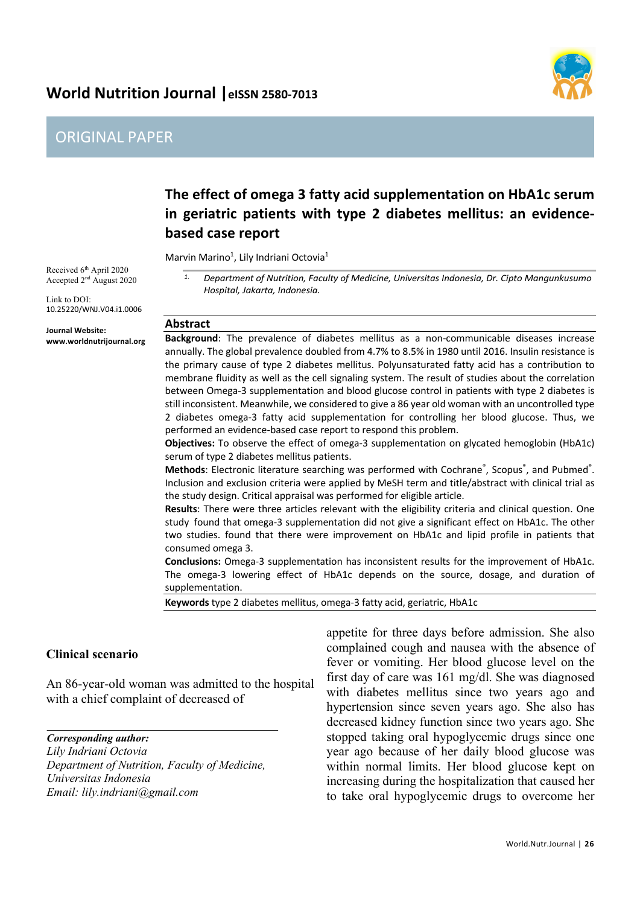# World Nutrition Journal | eISSN 2580-7013

## ORIGINAL PAPER

# The effect of omega 3 fatty acid supplementation on HbA1c serum in geriatric patients with type 2 diabetes mellitus: an evidence-based case report

Marvin Marino[1], Lily Indriani Octovia[1]

Received 6th April 2020
Accepted 2nd August 2020

Link to DOI: 10.25220/WNJ.V04.i1.0006

**Journal Website:** **www.worldnutrijournal.org**

[1.] *Department of Nutrition, Faculty of Medicine, Universitas Indonesia, Dr. Cipto Mangunkusumo Hospital, Jakarta, Indonesia.*

## Abstract

**Background**: The prevalence of diabetes mellitus as a non-communicable diseases increase annually. The global prevalence doubled from 4.7% to 8.5% in 1980 until 2016. Insulin resistance is the primary cause of type 2 diabetes mellitus. Polyunsaturated fatty acid has a contribution to membrane fluidity as well as the cell signaling system. The result of studies about the correlation between Omega-3 supplementation and blood glucose control in patients with type 2 diabetes is still inconsistent. Meanwhile, we considered to give a 86 year old woman with an uncontrolled type 2 diabetes omega-3 fatty acid supplementation for controlling her blood glucose. Thus, we performed an evidence-based case report to respond this problem.

**Objectives:** To observe the effect of omega-3 supplementation on glycated hemoglobin (HbA1c) serum of type 2 diabetes mellitus patients.

**Methods**: Electronic literature searching was performed with Cochrane®, Scopus®, and Pubmed®. Inclusion and exclusion criteria were applied by MeSH term and title/abstract with clinical trial as the study design. Critical appraisal was performed for eligible article.

**Results**: There were three articles relevant with the eligibility criteria and clinical question. One study found that omega-3 supplementation did not give a significant effect on HbA1c. The other two studies. found that there were improvement on HbA1c and lipid profile in patients that consumed omega 3.

**Conclusions:** Omega-3 supplementation has inconsistent results for the improvement of HbA1c. The omega-3 lowering effect of HbA1c depends on the source, dosage, and duration of supplementation.

**Keywords** type 2 diabetes mellitus, omega-3 fatty acid, geriatric, HbA1c

## Clinical scenario

An 86-year-old woman was admitted to the hospital with a chief complaint of decreased of appetite for three days before admission. She also complained cough and nausea with the absence of fever or vomiting. Her blood glucose level on the first day of care was 161 mg/dl. She was diagnosed with diabetes mellitus since two years ago and hypertension since seven years ago. She also has decreased kidney function since two years ago. She stopped taking oral hypoglycemic drugs since one year ago because of her daily blood glucose was within normal limits. Her blood glucose kept on increasing during the hospitalization that caused her to take oral hypoglycemic drugs to overcome her

---

***Corresponding author:***
*Lily Indriani Octovia*
*Department of Nutrition, Faculty of Medicine, Universitas Indonesia*
*Email: lily.indriani@gmail.com*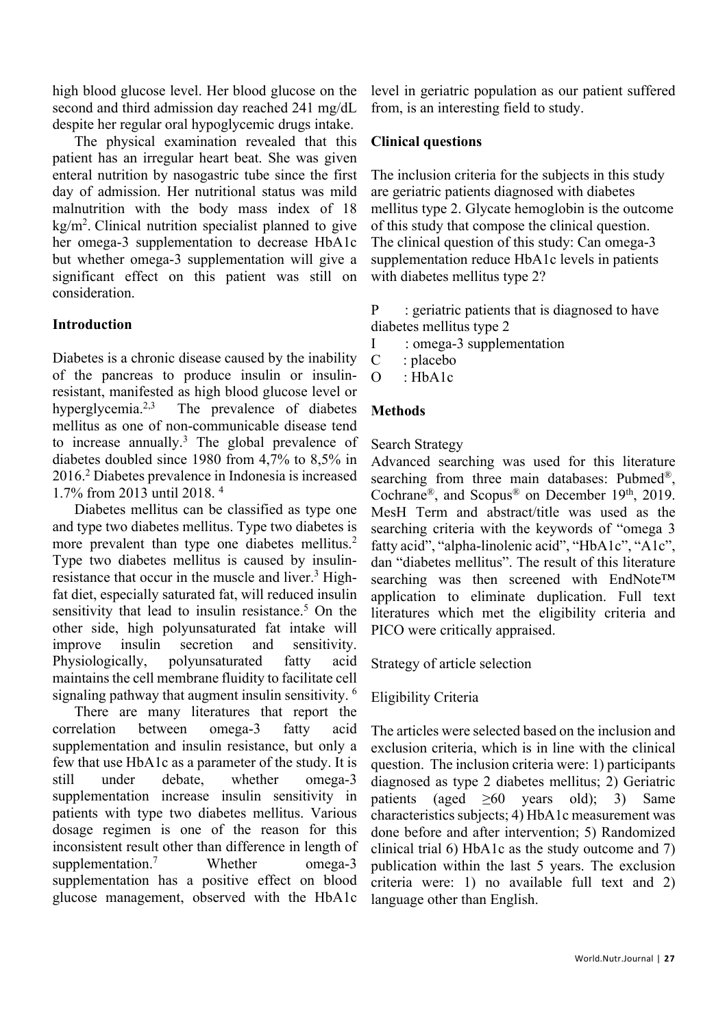high blood glucose level. Her blood glucose on the second and third admission day reached 241 mg/dL despite her regular oral hypoglycemic drugs intake.

The physical examination revealed that this patient has an irregular heart beat. She was given enteral nutrition by nasogastric tube since the first day of admission. Her nutritional status was mild malnutrition with the body mass index of 18 kg/m$^2$. Clinical nutrition specialist planned to give her omega-3 supplementation to decrease HbA1c but whether omega-3 supplementation will give a significant effect on this patient was still on consideration.

## Introduction

Diabetes is a chronic disease caused by the inability of the pancreas to produce insulin or insulin-resistant, manifested as high blood glucose level or hyperglycemia.[2,3] The prevalence of diabetes mellitus as one of non-communicable disease tend to increase annually.[3] The global prevalence of diabetes doubled since 1980 from 4,7% to 8,5% in 2016.[2] Diabetes prevalence in Indonesia is increased 1.7% from 2013 until 2018. [4]

Diabetes mellitus can be classified as type one and type two diabetes mellitus. Type two diabetes is more prevalent than type one diabetes mellitus.[2] Type two diabetes mellitus is caused by insulin-resistance that occur in the muscle and liver.[3] High-fat diet, especially saturated fat, will reduced insulin sensitivity that lead to insulin resistance.[5] On the other side, high polyunsaturated fat intake will improve insulin secretion and sensitivity. Physiologically, polyunsaturated fatty acid maintains the cell membrane fluidity to facilitate cell signaling pathway that augment insulin sensitivity. [6]

There are many literatures that report the correlation between omega-3 fatty acid supplementation and insulin resistance, but only a few that use HbA1c as a parameter of the study. It is still under debate, whether omega-3 supplementation increase insulin sensitivity in patients with type two diabetes mellitus. Various dosage regimen is one of the reason for this inconsistent result other than difference in length of supplementation.[7] Whether omega-3 supplementation has a positive effect on blood glucose management, observed with the HbA1c level in geriatric population as our patient suffered from, is an interesting field to study.

## Clinical questions

The inclusion criteria for the subjects in this study are geriatric patients diagnosed with diabetes mellitus type 2. Glycate hemoglobin is the outcome of this study that compose the clinical question. The clinical question of this study: Can omega-3 supplementation reduce HbA1c levels in patients with diabetes mellitus type 2?

P : geriatric patients that is diagnosed to have diabetes mellitus type 2
I : omega-3 supplementation
C : placebo
O : HbA1c

## Methods

Search Strategy

Advanced searching was used for this literature searching from three main databases: Pubmed®, Cochrane®, and Scopus® on December 19th, 2019. MesH Term and abstract/title was used as the searching criteria with the keywords of "omega 3 fatty acid", "alpha-linolenic acid", "HbA1c", "A1c", dan "diabetes mellitus". The result of this literature searching was then screened with EndNote™ application to eliminate duplication. Full text literatures which met the eligibility criteria and PICO were critically appraised.

Strategy of article selection

Eligibility Criteria

The articles were selected based on the inclusion and exclusion criteria, which is in line with the clinical question. The inclusion criteria were: 1) participants diagnosed as type 2 diabetes mellitus; 2) Geriatric patients (aged ≥60 years old); 3) Same characteristics subjects; 4) HbA1c measurement was done before and after intervention; 5) Randomized clinical trial 6) HbA1c as the study outcome and 7) publication within the last 5 years. The exclusion criteria were: 1) no available full text and 2) language other than English.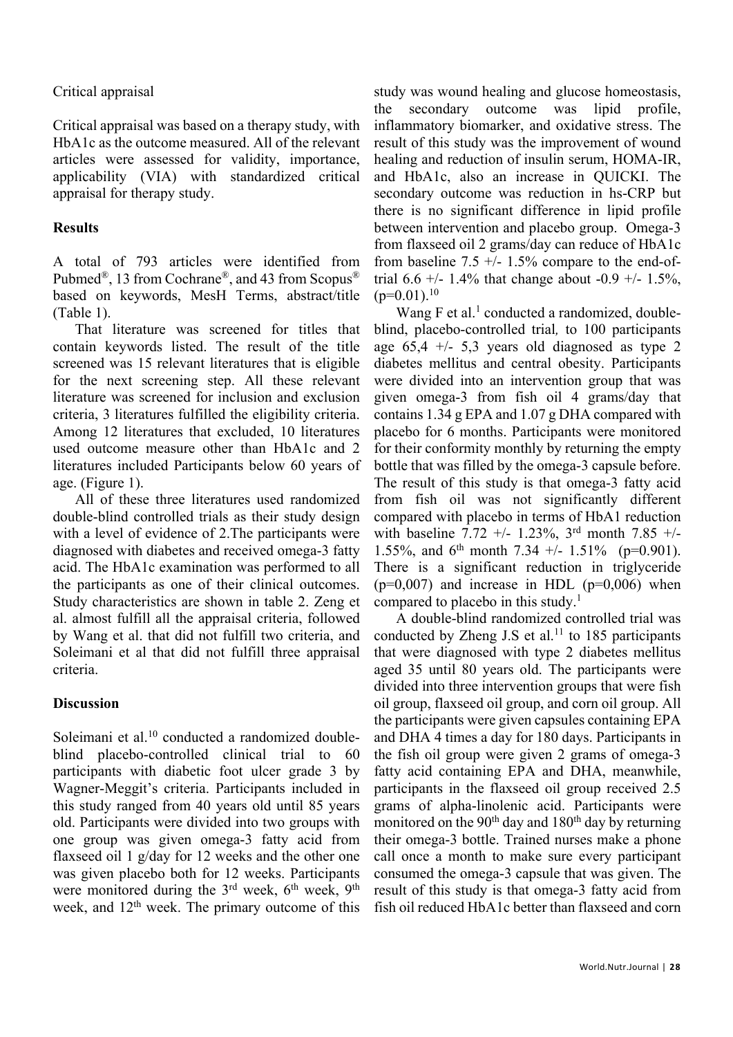Critical appraisal

Critical appraisal was based on a therapy study, with HbA1c as the outcome measured. All of the relevant articles were assessed for validity, importance, applicability (VIA) with standardized critical appraisal for therapy study.

## Results

A total of 793 articles were identified from Pubmed®, 13 from Cochrane®, and 43 from Scopus® based on keywords, MesH Terms, abstract/title (Table 1).

That literature was screened for titles that contain keywords listed. The result of the title screened was 15 relevant literatures that is eligible for the next screening step. All these relevant literature was screened for inclusion and exclusion criteria, 3 literatures fulfilled the eligibility criteria. Among 12 literatures that excluded, 10 literatures used outcome measure other than HbA1c and 2 literatures included Participants below 60 years of age. (Figure 1).

All of these three literatures used randomized double-blind controlled trials as their study design with a level of evidence of 2.The participants were diagnosed with diabetes and received omega-3 fatty acid. The HbA1c examination was performed to all the participants as one of their clinical outcomes. Study characteristics are shown in table 2. Zeng et al. almost fulfill all the appraisal criteria, followed by Wang et al. that did not fulfill two criteria, and Soleimani et al that did not fulfill three appraisal criteria.

## Discussion

Soleimani et al.[10] conducted a randomized double-blind placebo-controlled clinical trial to 60 participants with diabetic foot ulcer grade 3 by Wagner-Meggit's criteria. Participants included in this study ranged from 40 years old until 85 years old. Participants were divided into two groups with one group was given omega-3 fatty acid from flaxseed oil 1 g/day for 12 weeks and the other one was given placebo both for 12 weeks. Participants were monitored during the 3rd week, 6th week, 9th week, and 12th week. The primary outcome of this study was wound healing and glucose homeostasis, the secondary outcome was lipid profile, inflammatory biomarker, and oxidative stress. The result of this study was the improvement of wound healing and reduction of insulin serum, HOMA-IR, and HbA1c, also an increase in QUICKI. The secondary outcome was reduction in hs-CRP but there is no significant difference in lipid profile between intervention and placebo group. Omega-3 from flaxseed oil 2 grams/day can reduce of HbA1c from baseline 7.5 +/- 1.5% compare to the end-of-trial 6.6 +/- 1.4% that change about -0.9 +/- 1.5%, ($p$=0.01).[10]

Wang F et al.[1] conducted a randomized, double-blind, placebo-controlled trial, to 100 participants age 65,4 +/- 5,3 years old diagnosed as type 2 diabetes mellitus and central obesity. Participants were divided into an intervention group that was given omega-3 from fish oil 4 grams/day that contains 1.34 g EPA and 1.07 g DHA compared with placebo for 6 months. Participants were monitored for their conformity monthly by returning the empty bottle that was filled by the omega-3 capsule before. The result of this study is that omega-3 fatty acid from fish oil was not significantly different compared with placebo in terms of HbA1 reduction with baseline 7.72 +/- 1.23%, 3rd month 7.85 +/- 1.55%, and 6th month 7.34 +/- 1.51% ($p$=0.901). There is a significant reduction in triglyceride ($p$=0,007) and increase in HDL ($p$=0,006) when compared to placebo in this study.[1]

A double-blind randomized controlled trial was conducted by Zheng J.S et al.[11] to 185 participants that were diagnosed with type 2 diabetes mellitus aged 35 until 80 years old. The participants were divided into three intervention groups that were fish oil group, flaxseed oil group, and corn oil group. All the participants were given capsules containing EPA and DHA 4 times a day for 180 days. Participants in the fish oil group were given 2 grams of omega-3 fatty acid containing EPA and DHA, meanwhile, participants in the flaxseed oil group received 2.5 grams of alpha-linolenic acid. Participants were monitored on the 90th day and 180th day by returning their omega-3 bottle. Trained nurses make a phone call once a month to make sure every participant consumed the omega-3 capsule that was given. The result of this study is that omega-3 fatty acid from fish oil reduced HbA1c better than flaxseed and corn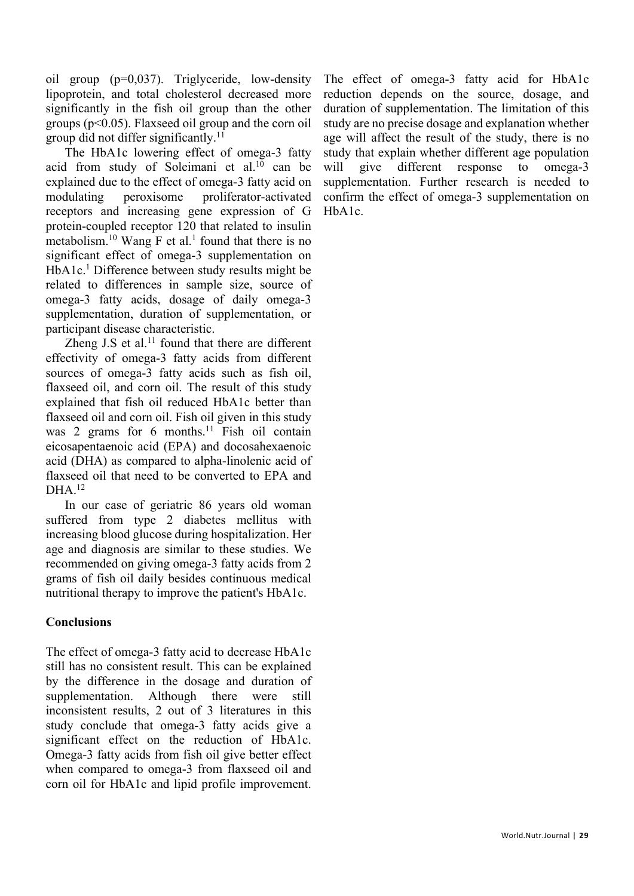oil group (p=0,037). Triglyceride, low-density lipoprotein, and total cholesterol decreased more significantly in the fish oil group than the other groups ($p<0.05$). Flaxseed oil group and the corn oil group did not differ significantly.[11]

The HbA1c lowering effect of omega-3 fatty acid from study of Soleimani et al.[10] can be explained due to the effect of omega-3 fatty acid on modulating peroxisome proliferator-activated receptors and increasing gene expression of G protein-coupled receptor 120 that related to insulin metabolism.[10] Wang F et al.[1] found that there is no significant effect of omega-3 supplementation on HbA1c.[1] Difference between study results might be related to differences in sample size, source of omega-3 fatty acids, dosage of daily omega-3 supplementation, duration of supplementation, or participant disease characteristic.

Zheng J.S et al.[11] found that there are different effectivity of omega-3 fatty acids from different sources of omega-3 fatty acids such as fish oil, flaxseed oil, and corn oil. The result of this study explained that fish oil reduced HbA1c better than flaxseed oil and corn oil. Fish oil given in this study was 2 grams for 6 months.[11] Fish oil contain eicosapentaenoic acid (EPA) and docosahexaenoic acid (DHA) as compared to alpha-linolenic acid of flaxseed oil that need to be converted to EPA and DHA.[12]

In our case of geriatric 86 years old woman suffered from type 2 diabetes mellitus with increasing blood glucose during hospitalization. Her age and diagnosis are similar to these studies. We recommended on giving omega-3 fatty acids from 2 grams of fish oil daily besides continuous medical nutritional therapy to improve the patient's HbA1c.

## Conclusions

The effect of omega-3 fatty acid to decrease HbA1c still has no consistent result. This can be explained by the difference in the dosage and duration of supplementation. Although there were still inconsistent results, 2 out of 3 literatures in this study conclude that omega-3 fatty acids give a significant effect on the reduction of HbA1c. Omega-3 fatty acids from fish oil give better effect when compared to omega-3 from flaxseed oil and corn oil for HbA1c and lipid profile improvement. The effect of omega-3 fatty acid for HbA1c reduction depends on the source, dosage, and duration of supplementation. The limitation of this study are no precise dosage and explanation whether age will affect the result of the study, there is no study that explain whether different age population will give different response to omega-3 supplementation. Further research is needed to confirm the effect of omega-3 supplementation on HbA1c.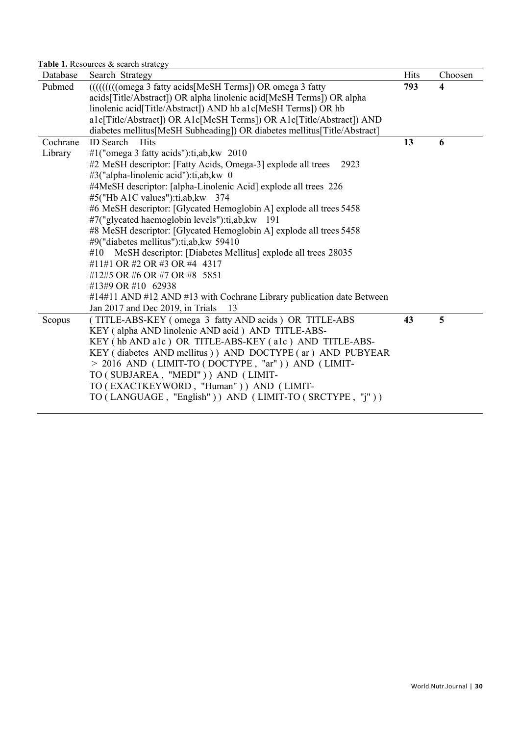**Table 1.** Resources & search strategy

| Database | Search Strategy | Hits | Choosen |
|---|---|---|---|
| Pubmed | ((((((((omega 3 fatty acids[MeSH Terms]) OR omega 3 fatty acids[Title/Abstract]) OR alpha linolenic acid[MeSH Terms]) OR alpha linolenic acid[Title/Abstract]) AND hb a1c[MeSH Terms]) OR hb a1c[Title/Abstract]) OR A1c[MeSH Terms]) OR A1c[Title/Abstract]) AND diabetes mellitus[MeSH Subheading]) OR diabetes mellitus[Title/Abstract] | **793** | **4** |
| Cochrane Library | ID Search Hits<br>#1("omega 3 fatty acids"):ti,ab,kw 2010<br>#2 MeSH descriptor: [Fatty Acids, Omega-3] explode all trees 2923<br>#3("alpha-linolenic acid"):ti,ab,kw 0<br>#4MeSH descriptor: [alpha-Linolenic Acid] explode all trees 226<br>#5("Hb A1C values"):ti,ab,kw 374<br>#6 MeSH descriptor: [Glycated Hemoglobin A] explode all trees 5458<br>#7("glycated haemoglobin levels"):ti,ab,kw 191<br>#8 MeSH descriptor: [Glycated Hemoglobin A] explode all trees 5458<br>#9("diabetes mellitus"):ti,ab,kw 59410<br>#10 MeSH descriptor: [Diabetes Mellitus] explode all trees 28035<br>#11#1 OR #2 OR #3 OR #4 4317<br>#12#5 OR #6 OR #7 OR #8 5851<br>#13#9 OR #10 62938<br>#14#11 AND #12 AND #13 with Cochrane Library publication date Between Jan 2017 and Dec 2019, in Trials 13 | **13** | **6** |
| Scopus | ( TITLE-ABS-KEY ( omega 3 fatty AND acids ) OR TITLE-ABS KEY ( alpha AND linolenic AND acid ) AND TITLE-ABS-KEY ( hb AND a1c ) OR TITLE-ABS-KEY ( a1c ) AND TITLE-ABS-KEY ( diabetes AND mellitus ) ) AND DOCTYPE ( ar ) AND PUBYEAR > 2016 AND ( LIMIT-TO ( DOCTYPE , "ar" ) ) AND ( LIMIT-TO ( SUBJAREA , "MEDI" ) ) AND ( LIMIT-TO ( EXACTKEYWORD , "Human" ) ) AND ( LIMIT-TO ( LANGUAGE , "English" ) ) AND ( LIMIT-TO ( SRCTYPE , "j" ) ) | **43** | **5** |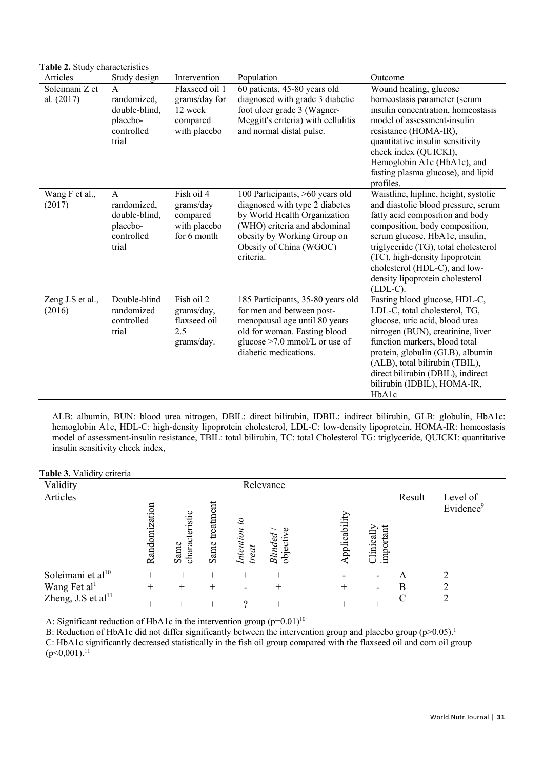**Table 2.** Study characteristics

| Articles | Study design | Intervention | Population | Outcome |
|---|---|---|---|---|
| Soleimani Z et al. (2017) | A randomized, double-blind, placebo-controlled trial | Flaxseed oil 1 grams/day for 12 week compared with placebo | 60 patients, 45-80 years old diagnosed with grade 3 diabetic foot ulcer grade 3 (Wagner-Meggitt's criteria) with cellulitis and normal distal pulse. | Wound healing, glucose homeostasis parameter (serum insulin concentration, homeostasis model of assessment-insulin resistance (HOMA-IR), quantitative insulin sensitivity check index (QUICKI), Hemoglobin A1c (HbA1c), and fasting plasma glucose), and lipid profiles. |
| Wang F et al., (2017) | A randomized, double-blind, placebo-controlled trial | Fish oil 4 grams/day compared with placebo for 6 month | 100 Participants, >60 years old diagnosed with type 2 diabetes by World Health Organization (WHO) criteria and abdominal obesity by Working Group on Obesity of China (WGOC) criteria. | Waistline, hipline, height, systolic and diastolic blood pressure, serum fatty acid composition and body composition, body composition, serum glucose, HbA1c, insulin, triglyceride (TG), total cholesterol (TC), high-density lipoprotein cholesterol (HDL-C), and low-density lipoprotein cholesterol (LDL-C). |
| Zeng J.S et al., (2016) | Double-blind randomized controlled trial | Fish oil 2 grams/day, flaxseed oil 2.5 grams/day. | 185 Participants, 35-80 years old for men and between post-menopausal age until 80 years old for woman. Fasting blood glucose >7.0 mmol/L or use of diabetic medications. | Fasting blood glucose, HDL-C, LDL-C, total cholesterol, TG, glucose, uric acid, blood urea nitrogen (BUN), creatinine, liver function markers, blood total protein, globulin (GLB), albumin (ALB), total bilirubin (TBIL), direct bilirubin (DBIL), indirect bilirubin (IDBIL), HOMA-IR, HbA1c |

ALB: albumin, BUN: blood urea nitrogen, DBIL: direct bilirubin, IDBIL: indirect bilirubin, GLB: globulin, HbA1c: hemoglobin A1c, HDL-C: high-density lipoprotein cholesterol, LDL-C: low-density lipoprotein, HOMA-IR: homeostasis model of assessment-insulin resistance, TBIL: total bilirubin, TC: total Cholesterol TG: triglyceride, QUICKI: quantitative insulin sensitivity check index,

**Table 3.** Validity criteria

| Validity | | | | | | Relevance | | | |
|---|---|---|---|---|---|---|---|---|---|
| Articles | Randomization | Same characteristic | Same treatment | *Intention to treat* | *Blinded /* objective | Applicability | Clinically important | Result | Level of Evidence[9] |
| Soleimani et al[10] | + | + | + | + | + | - | - | A | 2 |
| Wang Fet al[1] | + | + | + | - | + | + | - | B | 2 |
| Zheng, J.S et al[11] | + | + | + | ? | + | + | + | C | 2 |

A: Significant reduction of HbA1c in the intervention group ($p=0.01$)[10]

B: Reduction of HbA1c did not differ significantly between the intervention group and placebo group ($p>0.05$).[1]

C: HbA1c significantly decreased statistically in the fish oil group compared with the flaxseed oil and corn oil group ($p<0,001$).[11]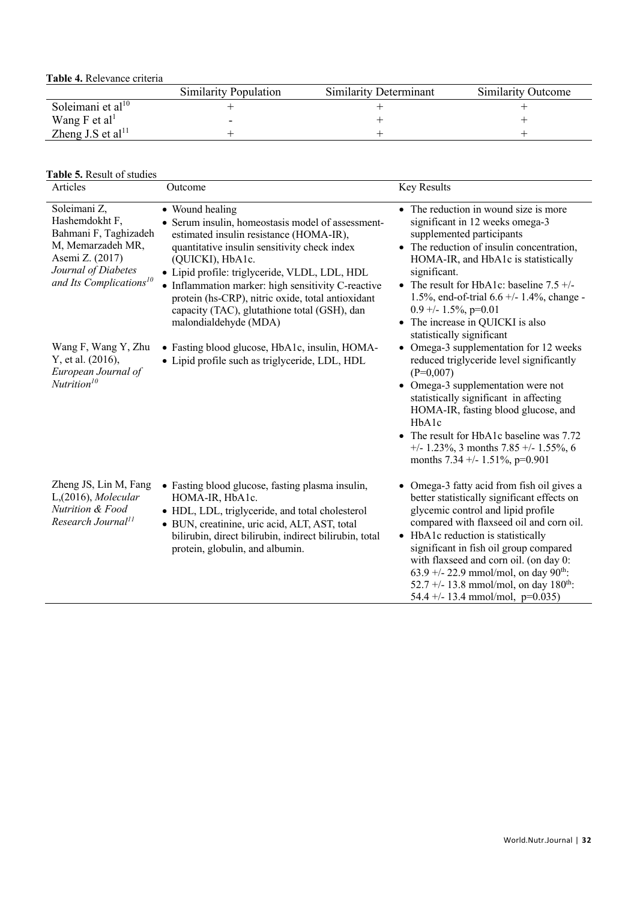**Table 4.** Relevance criteria

| | Similarity Population | Similarity Determinant | Similarity Outcome |
|---|---|---|---|
| Soleimani et al[10] | + | + | + |
| Wang F et al[1] | - | + | + |
| Zheng J.S et al[11] | + | + | + |

**Table 5.** Result of studies

| Articles | Outcome | Key Results |
|---|---|---|
| Soleimani Z, Hashemdokht F, Bahmani F, Taghizadeh M, Memarzadeh MR, Asemi Z. (2017) *Journal of Diabetes and Its Complications*[10] | • Wound healing<br>• Serum insulin, homeostasis model of assessment-estimated insulin resistance (HOMA-IR), quantitative insulin sensitivity check index (QUICKI), HbA1c.<br>• Lipid profile: triglyceride, VLDL, LDL, HDL<br>• Inflammation marker: high sensitivity C-reactive protein (hs-CRP), nitric oxide, total antioxidant capacity (TAC), glutathione total (GSH), dan malondialdehyde (MDA) | • The reduction in wound size is more significant in 12 weeks omega-3 supplemented participants<br>• The reduction of insulin concentration, HOMA-IR, and HbA1c is statistically significant.<br>• The result for HbA1c: baseline 7.5 +/- 1.5%, end-of-trial 6.6 +/- 1.4%, change -0.9 +/- 1.5%, p=0.01<br>• The increase in QUICKI is also statistically significant |
| Wang F, Wang Y, Zhu Y, et al. (2016), *European Journal of Nutrition*[10] | • Fasting blood glucose, HbA1c, insulin, HOMA-<br>• Lipid profile such as triglyceride, LDL, HDL | • Omega-3 supplementation for 12 weeks reduced triglyceride level significantly (P=0,007)<br>• Omega-3 supplementation were not statistically significant in affecting HOMA-IR, fasting blood glucose, and HbA1c<br>• The result for HbA1c baseline was 7.72 +/- 1.23%, 3 months 7.85 +/- 1.55%, 6 months 7.34 +/- 1.51%, p=0.901 |
| Zheng JS, Lin M, Fang L,(2016), *Molecular Nutrition & Food Research Journal*[11] | • Fasting blood glucose, fasting plasma insulin, HOMA-IR, HbA1c.<br>• HDL, LDL, triglyceride, and total cholesterol<br>• BUN, creatinine, uric acid, ALT, AST, total bilirubin, direct bilirubin, indirect bilirubin, total protein, globulin, and albumin. | • Omega-3 fatty acid from fish oil gives a better statistically significant effects on glycemic control and lipid profile compared with flaxseed oil and corn oil.<br>• HbA1c reduction is statistically significant in fish oil group compared with flaxseed and corn oil. (on day 0: 63.9 +/- 22.9 mmol/mol, on day 90$^{th}$: 52.7 +/- 13.8 mmol/mol, on day 180$^{th}$: 54.4 +/- 13.4 mmol/mol, p=0.035) |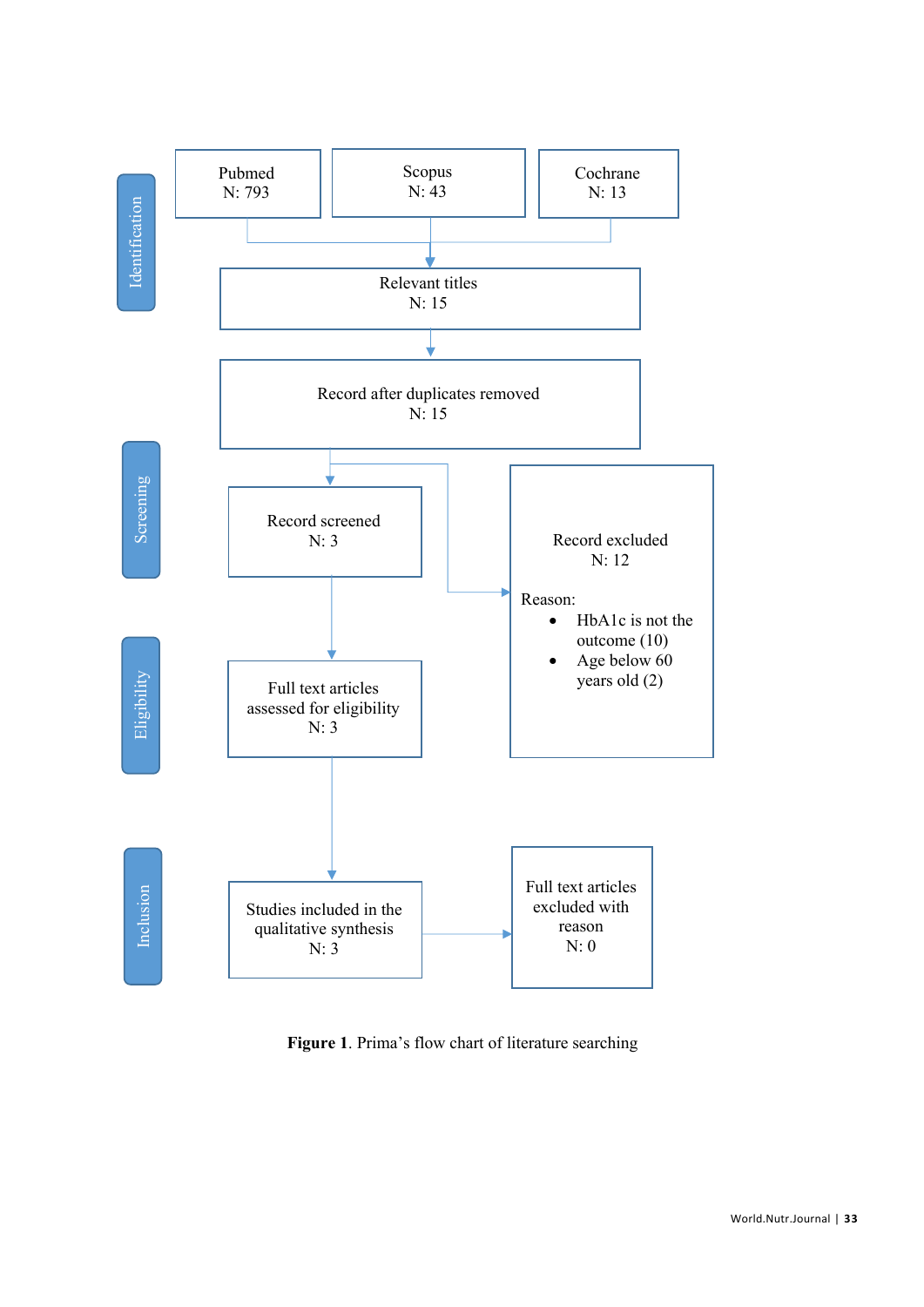**Identification**

Pubmed
N: 793

Scopus
N: 43

Cochrane
N: 13

Relevant titles
N: 15

Record after duplicates removed
N: 15

**Screening**

Record screened
N: 3

Record excluded
N: 12

Reason:

- HbA1c is not the outcome (10)
- Age below 60 years old (2)

**Eligibility**

Full text articles assessed for eligibility
N: 3

**Inclusion**

Studies included in the qualitative synthesis
N: 3

Full text articles excluded with reason
N: 0

**Figure 1**. Prima's flow chart of literature searching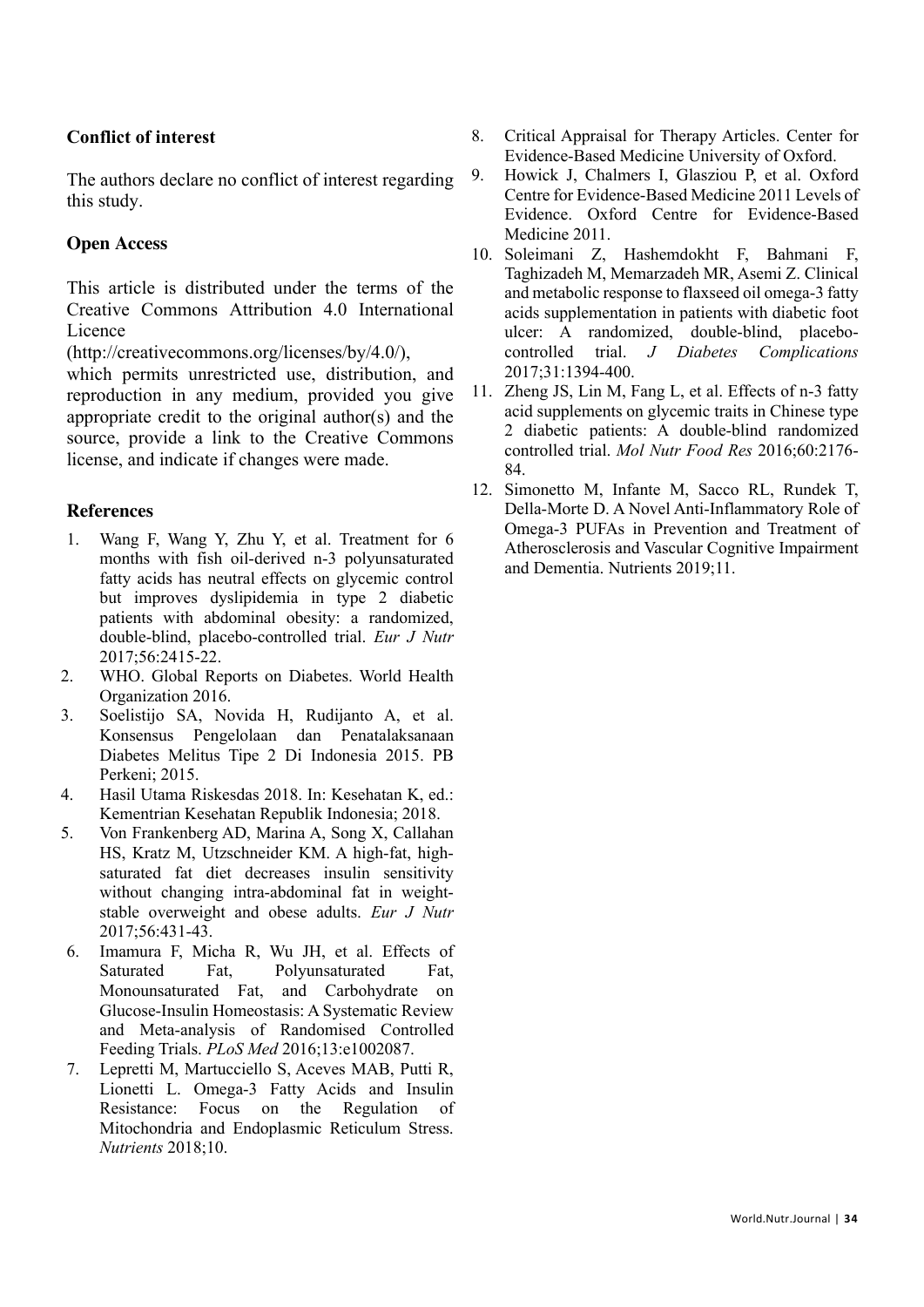## Conflict of interest

The authors declare no conflict of interest regarding this study.

## Open Access

This article is distributed under the terms of the Creative Commons Attribution 4.0 International Licence
(http://creativecommons.org/licenses/by/4.0/), which permits unrestricted use, distribution, and reproduction in any medium, provided you give appropriate credit to the original author(s) and the source, provide a link to the Creative Commons license, and indicate if changes were made.

## References

1. Wang F, Wang Y, Zhu Y, et al. Treatment for 6 months with fish oil-derived n-3 polyunsaturated fatty acids has neutral effects on glycemic control but improves dyslipidemia in type 2 diabetic patients with abdominal obesity: a randomized, double-blind, placebo-controlled trial. *Eur J Nutr* 2017;56:2415-22.
2. WHO. Global Reports on Diabetes. World Health Organization 2016.
3. Soelistijo SA, Novida H, Rudijanto A, et al. Konsensus Pengelolaan dan Penatalaksanaan Diabetes Melitus Tipe 2 Di Indonesia 2015. PB Perkeni; 2015.
4. Hasil Utama Riskesdas 2018. In: Kesehatan K, ed.: Kementrian Kesehatan Republik Indonesia; 2018.
5. Von Frankenberg AD, Marina A, Song X, Callahan HS, Kratz M, Utzschneider KM. A high-fat, high-saturated fat diet decreases insulin sensitivity without changing intra-abdominal fat in weight-stable overweight and obese adults. *Eur J Nutr* 2017;56:431-43.
6. Imamura F, Micha R, Wu JH, et al. Effects of Saturated Fat, Polyunsaturated Fat, Monounsaturated Fat, and Carbohydrate on Glucose-Insulin Homeostasis: A Systematic Review and Meta-analysis of Randomised Controlled Feeding Trials. *PLoS Med* 2016;13:e1002087.
7. Lepretti M, Martucciello S, Aceves MAB, Putti R, Lionetti L. Omega-3 Fatty Acids and Insulin Resistance: Focus on the Regulation of Mitochondria and Endoplasmic Reticulum Stress. *Nutrients* 2018;10.
8. Critical Appraisal for Therapy Articles. Center for Evidence-Based Medicine University of Oxford.
9. Howick J, Chalmers I, Glasziou P, et al. Oxford Centre for Evidence-Based Medicine 2011 Levels of Evidence. Oxford Centre for Evidence-Based Medicine 2011.
10. Soleimani Z, Hashemdokht F, Bahmani F, Taghizadeh M, Memarzadeh MR, Asemi Z. Clinical and metabolic response to flaxseed oil omega-3 fatty acids supplementation in patients with diabetic foot ulcer: A randomized, double-blind, placebo-controlled trial. *J Diabetes Complications* 2017;31:1394-400.
11. Zheng JS, Lin M, Fang L, et al. Effects of n-3 fatty acid supplements on glycemic traits in Chinese type 2 diabetic patients: A double-blind randomized controlled trial. *Mol Nutr Food Res* 2016;60:2176-84.
12. Simonetto M, Infante M, Sacco RL, Rundek T, Della-Morte D. A Novel Anti-Inflammatory Role of Omega-3 PUFAs in Prevention and Treatment of Atherosclerosis and Vascular Cognitive Impairment and Dementia. Nutrients 2019;11.